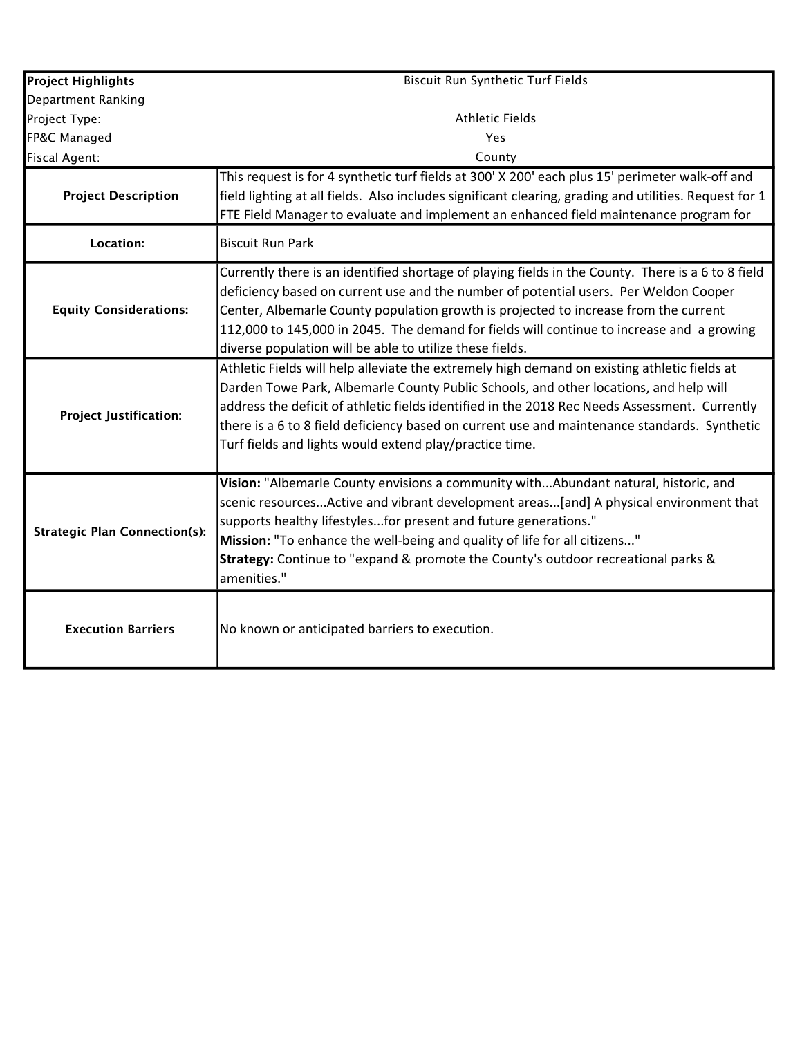| **Project Highlights** | Biscuit Run Synthetic Turf Fields |
| --- | --- |
| Department Ranking | |
| Project Type: | Athletic Fields |
| FP&C Managed | Yes |
| Fiscal Agent: | County |
| **Project Description** | This request is for 4 synthetic turf fields at 300' X 200' each plus 15' perimeter walk-off and field lighting at all fields. Also includes significant clearing, grading and utilities. Request for 1 FTE Field Manager to evaluate and implement an enhanced field maintenance program for |
| **Location:** | Biscuit Run Park |
| **Equity Considerations:** | Currently there is an identified shortage of playing fields in the County. There is a 6 to 8 field deficiency based on current use and the number of potential users. Per Weldon Cooper Center, Albemarle County population growth is projected to increase from the current 112,000 to 145,000 in 2045. The demand for fields will continue to increase and a growing diverse population will be able to utilize these fields. |
| **Project Justification:** | Athletic Fields will help alleviate the extremely high demand on existing athletic fields at Darden Towe Park, Albemarle County Public Schools, and other locations, and help will address the deficit of athletic fields identified in the 2018 Rec Needs Assessment. Currently there is a 6 to 8 field deficiency based on current use and maintenance standards. Synthetic Turf fields and lights would extend play/practice time. |
| **Strategic Plan Connection(s):** | **Vision:** "Albemarle County envisions a community with...Abundant natural, historic, and scenic resources...Active and vibrant development areas...[and] A physical environment that supports healthy lifestyles...for present and future generations."<br>**Mission:** "To enhance the well-being and quality of life for all citizens..."<br>**Strategy:** Continue to "expand & promote the County's outdoor recreational parks & amenities." |
| **Execution Barriers** | No known or anticipated barriers to execution. |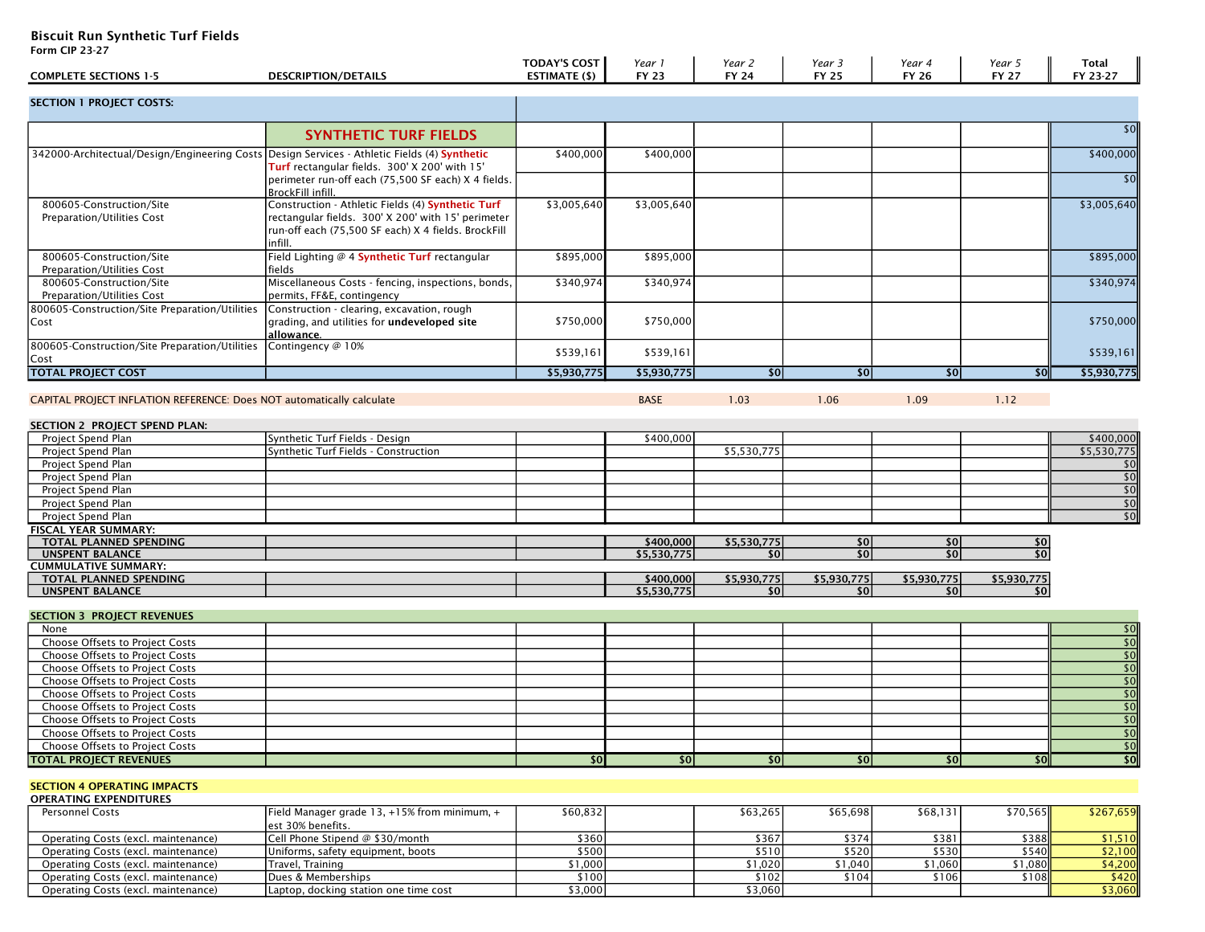# Biscuit Run Synthetic Turf Fields

Form CIP 23-27

| COMPLETE SECTIONS 1-5 | DESCRIPTION/DETAILS | TODAY'S COST ESTIMATE ($) | *Year 1* FY 23 | *Year 2* FY 24 | *Year 3* FY 25 | *Year 4* FY 26 | *Year 5* FY 27 | Total FY 23-27 |
|---|---|---|---|---|---|---|---|---|
| **SECTION 1 PROJECT COSTS:** | | | | | | | | |
| | **SYNTHETIC TURF FIELDS** | | | | | | | $0 |
| 342000-Architectual/Design/Engineering Costs | Design Services - Athletic Fields (4) Synthetic Turf rectangular fields. 300' X 200' with 15' perimeter run-off each (75,500 SF each) X 4 fields. BrockFill infill. | $400,000 | $400,000 | | | | | $400,000 |
| | | | | | | | | $0 |
| 800605-Construction/Site Preparation/Utilities Cost | Construction - Athletic Fields (4) Synthetic Turf rectangular fields. 300' X 200' with 15' perimeter run-off each (75,500 SF each) X 4 fields. BrockFill infill. | $3,005,640 | $3,005,640 | | | | | $3,005,640 |
| 800605-Construction/Site Preparation/Utilities Cost | Field Lighting @ 4 Synthetic Turf rectangular fields | $895,000 | $895,000 | | | | | $895,000 |
| 800605-Construction/Site Preparation/Utilities Cost | Miscellaneous Costs - fencing, inspections, bonds, permits, FF&E, contingency | $340,974 | $340,974 | | | | | $340,974 |
| 800605-Construction/Site Preparation/Utilities Cost | Construction - clearing, excavation, rough grading, and utilities for **undeveloped site allowance.** | $750,000 | $750,000 | | | | | $750,000 |
| 800605-Construction/Site Preparation/Utilities Cost | Contingency @ 10% | $539,161 | $539,161 | | | | | $539,161 |
| **TOTAL PROJECT COST** | | **$5,930,775** | **$5,930,775** | **$0** | **$0** | **$0** | **$0** | **$5,930,775** |

CAPITAL PROJECT INFLATION REFERENCE: Does NOT automatically calculate

| | | | BASE | 1.03 | 1.06 | 1.09 | 1.12 | |
|---|---|---|---|---|---|---|---|---|

| **SECTION 2 PROJECT SPEND PLAN:** | | | Year 1 FY 23 | Year 2 FY 24 | Year 3 FY 25 | Year 4 FY 26 | Year 5 FY 27 | Total FY 23-27 |
|---|---|---|---|---|---|---|---|---|
| Project Spend Plan | Synthetic Turf Fields - Design | | $400,000 | | | | | $400,000 |
| Project Spend Plan | Synthetic Turf Fields - Construction | | | $5,530,775 | | | | $5,530,775 |
| Project Spend Plan | | | | | | | | $0 |
| Project Spend Plan | | | | | | | | $0 |
| Project Spend Plan | | | | | | | | $0 |
| Project Spend Plan | | | | | | | | $0 |
| Project Spend Plan | | | | | | | | $0 |
| **FISCAL YEAR SUMMARY:** | | | | | | | | |
| **TOTAL PLANNED SPENDING** | | | **$400,000** | **$5,530,775** | **$0** | **$0** | **$0** | |
| **UNSPENT BALANCE** | | | **$5,530,775** | **$0** | **$0** | **$0** | **$0** | |
| **CUMMULATIVE SUMMARY:** | | | | | | | | |
| **TOTAL PLANNED SPENDING** | | | **$400,000** | **$5,930,775** | **$5,930,775** | **$5,930,775** | **$5,930,775** | |
| **UNSPENT BALANCE** | | | **$5,530,775** | **$0** | **$0** | **$0** | **$0** | |

| **SECTION 3 PROJECT REVENUES** | | | Year 1 FY 23 | Year 2 FY 24 | Year 3 FY 25 | Year 4 FY 26 | Year 5 FY 27 | Total FY 23-27 |
|---|---|---|---|---|---|---|---|---|
| None | | | | | | | | $0 |
| Choose Offsets to Project Costs | | | | | | | | $0 |
| Choose Offsets to Project Costs | | | | | | | | $0 |
| Choose Offsets to Project Costs | | | | | | | | $0 |
| Choose Offsets to Project Costs | | | | | | | | $0 |
| Choose Offsets to Project Costs | | | | | | | | $0 |
| Choose Offsets to Project Costs | | | | | | | | $0 |
| Choose Offsets to Project Costs | | | | | | | | $0 |
| Choose Offsets to Project Costs | | | | | | | | $0 |
| Choose Offsets to Project Costs | | | | | | | | $0 |
| **TOTAL PROJECT REVENUES** | | **$0** | **$0** | **$0** | **$0** | **$0** | **$0** | **$0** |

| **SECTION 4 OPERATING IMPACTS** | | | Year 1 FY 23 | Year 2 FY 24 | Year 3 FY 25 | Year 4 FY 26 | Year 5 FY 27 | Total FY 23-27 |
|---|---|---|---|---|---|---|---|---|
| **OPERATING EXPENDITURES** | | | | | | | | |
| Personnel Costs | Field Manager grade 13, +15% from minimum, + est 30% benefits. | $60,832 | | $63,265 | $65,698 | $68,131 | $70,565 | $267,659 |
| Operating Costs (excl. maintenance) | Cell Phone Stipend @ $30/month | $360 | | $367 | $374 | $381 | $388 | $1,510 |
| Operating Costs (excl. maintenance) | Uniforms, safety equipment, boots | $500 | | $510 | $520 | $530 | $540 | $2,100 |
| Operating Costs (excl. maintenance) | Travel, Training | $1,000 | | $1,020 | $1,040 | $1,060 | $1,080 | $4,200 |
| Operating Costs (excl. maintenance) | Dues & Memberships | $100 | | $102 | $104 | $106 | $108 | $420 |
| Operating Costs (excl. maintenance) | Laptop, docking station one time cost | $3,000 | | $3,060 | | | | $3,060 |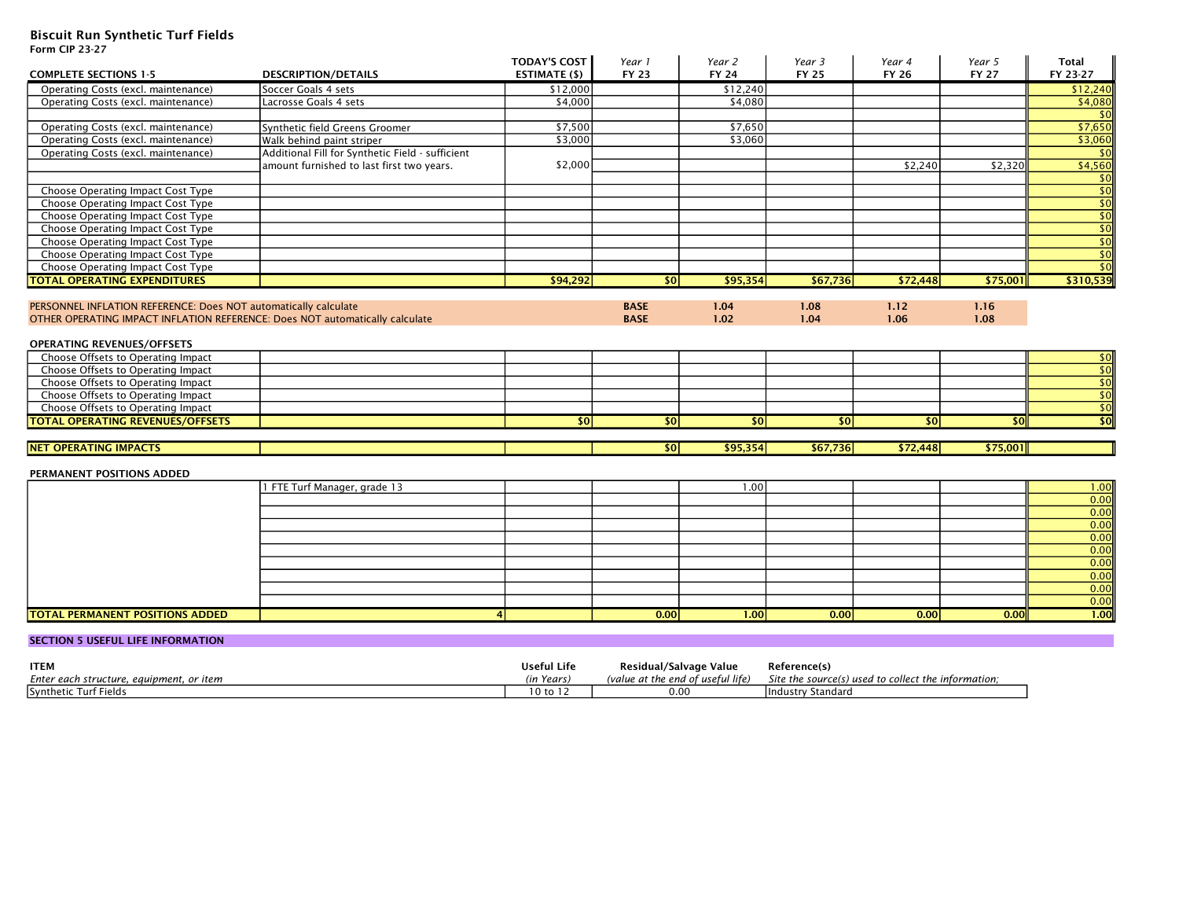**Biscuit Run Synthetic Turf Fields**
**Form CIP 23-27**

| COMPLETE SECTIONS 1-5 | DESCRIPTION/DETAILS | TODAY'S COST ESTIMATE ($) | *Year 1* FY 23 | *Year 2* FY 24 | *Year 3* FY 25 | *Year 4* FY 26 | *Year 5* FY 27 | Total FY 23-27 |
|---|---|---|---|---|---|---|---|---|
| Operating Costs (excl. maintenance) | Soccer Goals 4 sets | $12,000 | | $12,240 | | | | $12,240 |
| Operating Costs (excl. maintenance) | Lacrosse Goals 4 sets | $4,000 | | $4,080 | | | | $4,080 |
| | | | | | | | | $0 |
| Operating Costs (excl. maintenance) | Synthetic field Greens Groomer | $7,500 | | $7,650 | | | | $7,650 |
| Operating Costs (excl. maintenance) | Walk behind paint striper | $3,000 | | $3,060 | | | | $3,060 |
| Operating Costs (excl. maintenance) | Additional Fill for Synthetic Field - sufficient | | | | | | | $0 |
| | amount furnished to last first two years. | $2,000 | | | | $2,240 | $2,320 | $4,560 |
| | | | | | | | | $0 |
| Choose Operating Impact Cost Type | | | | | | | | $0 |
| Choose Operating Impact Cost Type | | | | | | | | $0 |
| Choose Operating Impact Cost Type | | | | | | | | $0 |
| Choose Operating Impact Cost Type | | | | | | | | $0 |
| Choose Operating Impact Cost Type | | | | | | | | $0 |
| Choose Operating Impact Cost Type | | | | | | | | $0 |
| Choose Operating Impact Cost Type | | | | | | | | $0 |
| **TOTAL OPERATING EXPENDITURES** | | **$94,292** | **$0** | **$95,354** | **$67,736** | **$72,448** | **$75,001** | **$310,539** |

| | | | | | |
|---|---|---|---|---|---|
| PERSONNEL INFLATION REFERENCE: Does NOT automatically calculate | **BASE** | **1.04** | **1.08** | **1.12** | **1.16** |
| OTHER OPERATING IMPACT INFLATION REFERENCE: Does NOT automatically calculate | **BASE** | **1.02** | **1.04** | **1.06** | **1.08** |

**OPERATING REVENUES/OFFSETS**

| | | | | | | | | |
|---|---|---|---|---|---|---|---|---|
| Choose Offsets to Operating Impact | | | | | | | | $0 |
| Choose Offsets to Operating Impact | | | | | | | | $0 |
| Choose Offsets to Operating Impact | | | | | | | | $0 |
| Choose Offsets to Operating Impact | | | | | | | | $0 |
| Choose Offsets to Operating Impact | | | | | | | | $0 |
| **TOTAL OPERATING REVENUES/OFFSETS** | | **$0** | **$0** | **$0** | **$0** | **$0** | **$0** | **$0** |

| | | | | | | | | |
|---|---|---|---|---|---|---|---|---|
| **NET OPERATING IMPACTS** | | | **$0** | **$95,354** | **$67,736** | **$72,448** | **$75,001** | |

**PERMANENT POSITIONS ADDED**

| | | | | | | | | |
|---|---|---|---|---|---|---|---|---|
| | 1 FTE Turf Manager, grade 13 | | | 1.00 | | | | 1.00 |
| | | | | | | | | 0.00 |
| | | | | | | | | 0.00 |
| | | | | | | | | 0.00 |
| | | | | | | | | 0.00 |
| | | | | | | | | 0.00 |
| | | | | | | | | 0.00 |
| | | | | | | | | 0.00 |
| | | | | | | | | 0.00 |
| | | | | | | | | 0.00 |
| **TOTAL PERMANENT POSITIONS ADDED** | 4 | | **0.00** | **1.00** | **0.00** | **0.00** | **0.00** | **1.00** |

**SECTION 5 USEFUL LIFE INFORMATION**

| ITEM<br>*Enter each structure, equipment, or item* | Useful Life<br>*(in Years)* | Residual/Salvage Value<br>*(value at the end of useful life)* | Reference(s)<br>*Site the source(s) used to collect the information;* |
|---|---|---|---|
| Synthetic Turf Fields | 10 to 12 | 0.00 | Industry Standard |